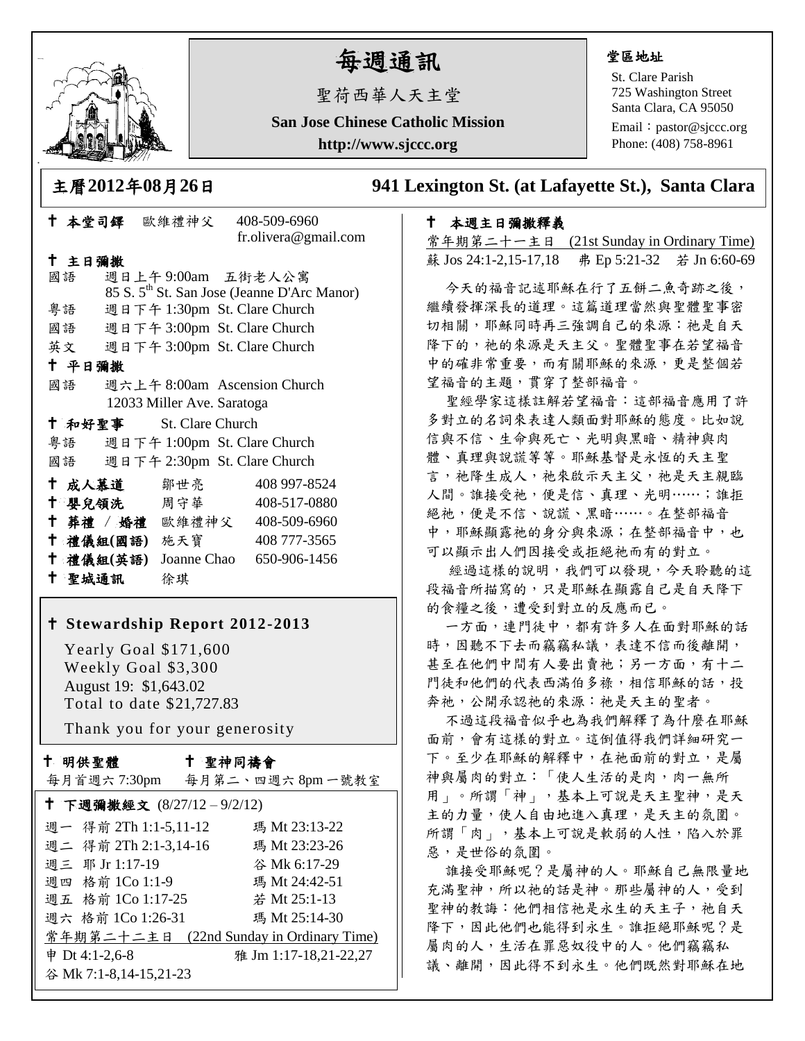# 每週通訊

聖荷西華人天主堂

**San Jose Chinese Catholic Mission**

**http://www.sjccc.org**

**堂區地址**

St. Clare Parish
725 Washington Street
Santa Clara, CA 95050
Email：pastor@sjccc.org
Phone: (408) 758-8961

## 主曆2012年08月26日　　941 Lexington St. (at Lafayette St.), Santa Clara

✝ **本堂司鐸** 歐維禮神父 408-509-6960 fr.olivera@gmail.com

✝ **主日彌撒**

國語 週日上午 9:00am 五街老人公寓 85 S. 5th St. San Jose (Jeanne D'Arc Manor)
粵語 週日下午 1:30pm St. Clare Church
國語 週日下午 3:00pm St. Clare Church
英文 週日下午 3:00pm St. Clare Church

✝ **平日彌撒**

國語 週六上午 8:00am Ascension Church 12033 Miller Ave. Saratoga

✝ **和好聖事** St. Clare Church

粵語 週日下午 1:00pm St. Clare Church
國語 週日下午 2:30pm St. Clare Church

| | | |
|---|---|---|
| ✝ **成人慕道** | 鄒世亮 | 408 997-8524 |
| ✝ **嬰兒領洗** | 周守華 | 408-517-0880 |
| ✝ **葬禮 / 婚禮** | 歐維禮神父 | 408-509-6960 |
| ✝ **禮儀組(國語)** | 施天寶 | 408 777-3565 |
| ✝ **禮儀組(英語)** | Joanne Chao | 650-906-1456 |
| ✝ **聖城通訊** | 徐琪 | |

### ✝ Stewardship Report 2012-2013

Yearly Goal $171,600
Weekly Goal $3,300
August 19: $1,643.02
Total to date $21,727.83

Thank you for your generosity

✝ **明供聖體** 每月首週六 7:30pm
✝ **聖神同禱會** 每月第二、四週六 8pm 一號教室

✝ **下週彌撒經文** (8/27/12 – 9/2/12)

| | |
|---|---|
| 週一 得前 2Th 1:1-5,11-12 | 瑪 Mt 23:13-22 |
| 週二 得前 2Th 2:1-3,14-16 | 瑪 Mt 23:23-26 |
| 週三 耶 Jr 1:17-19 | 谷 Mk 6:17-29 |
| 週四 格前 1Co 1:1-9 | 瑪 Mt 24:42-51 |
| 週五 格前 1Co 1:17-25 | 若 Mt 25:1-13 |
| 週六 格前 1Co 1:26-31 | 瑪 Mt 25:14-30 |

常年期第二十二主日 (22nd Sunday in Ordinary Time)
申 Dt 4:1-2,6-8　雅 Jm 1:17-18,21-22,27
谷 Mk 7:1-8,14-15,21-23

### ✝ 本週主日彌撒釋義

常年期第二十一主日 (21st Sunday in Ordinary Time)
蘇 Jos 24:1-2,15-17,18　弗 Ep 5:21-32　若 Jn 6:60-69

今天的福音記述耶穌在行了五餅二魚奇跡之後，繼續發揮深長的道理。這篇道理當然與聖體聖事密切相關，耶穌同時再三強調自己的來源：祂是自天降下的，祂的來源是天主父。聖體聖事在若望福音中的確非常重要，而有關耶穌的來源，更是整個若望福音的主題，貫穿了整部福音。

聖經學家這樣註解若望福音：這部福音應用了許多對立的名詞來表達人類面對耶穌的態度。比如說信與不信、生命與死亡、光明與黑暗、精神與肉體、真理與說謊等等。耶穌基督是永恆的天主聖言，祂降生成人，祂來啟示天主父，祂是天主親臨人間。誰接受祂，便是信、真理、光明……；誰拒絕祂，便是不信、說謊、黑暗……。在整部福音中，耶穌顯露祂的身分與來源；在整部福音中，也可以顯示出人們因接受或拒絕祂而有的對立。

經過這樣的說明，我們可以發現，今天聆聽的這段福音所描寫的，只是耶穌在顯露自己是自天降下的食糧之後，遭受到對立的反應而已。

一方面，連門徒中，都有許多人在面對耶穌的話時，因聽不下去而竊竊私議，表達不信而後離開，甚至在他們中間有人要出賣祂；另一方面，有十二門徒和他們的代表西滿伯多祿，相信耶穌的話，投奔祂，公開承認祂的來源：祂是天主的聖者。

不過這段福音似乎也為我們解釋了為什麼在耶穌面前，會有這樣的對立。這倒值得我們詳細研究一下。至少在耶穌的解釋中，在祂面前的對立，是屬神與屬肉的對立：「使人生活的是肉，肉一無所用」。所謂「神」，基本上可說是天主聖神，是天主的力量，使人自由地進入真理，是天主的氛圍。所謂「肉」，基本上可說是軟弱的人性，陷入於罪惡，是世俗的氛圍。

誰接受耶穌呢？是屬神的人。耶穌自己無限量地充滿聖神，所以祂的話是神。那些屬神的人，受到聖神的教誨：他們相信祂是永生的天主子，祂自天降下，因此他們也能得到永生。誰拒絕耶穌呢？是屬肉的人，生活在罪惡奴役中的人。他們竊竊私議、離開，因此得不到永生。他們既然對耶穌在地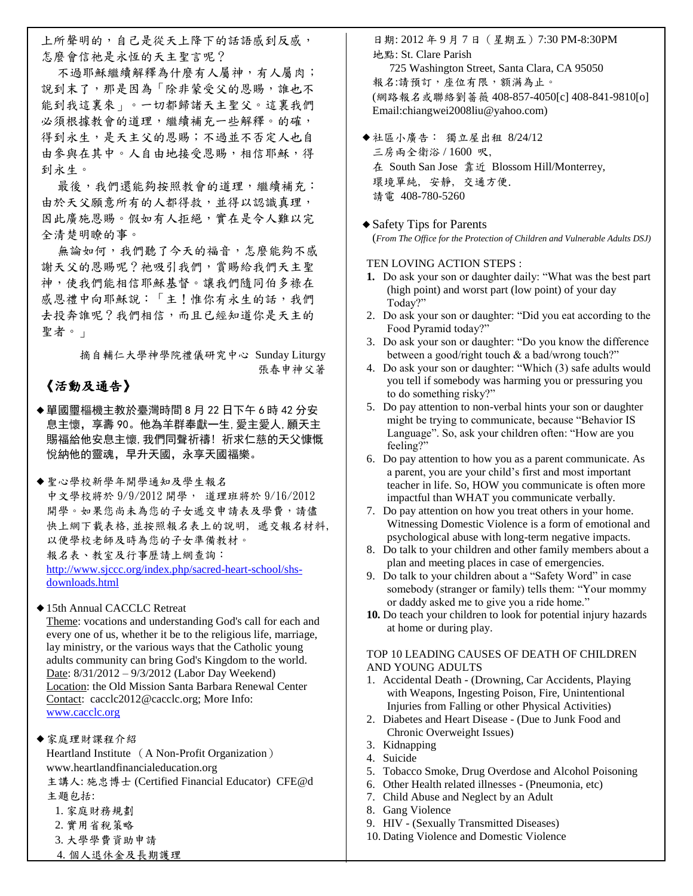上所聲明的，自己是從天上降下的話語感到反感，怎麼會信祂是永恆的天主聖言呢？

不過耶穌繼續解釋為什麼有人屬神，有人屬肉；說到末了，那是因為「除非蒙受父的恩賜，誰也不能到我這裏來」。一切都歸諸天主聖父。這裏我們必須根據教會的道理，繼續補充一些解釋。的確，得到永生，是天主父的恩賜；不過並不否定人也自由參與在其中。人自由地接受恩賜，相信耶穌，得到永生。

最後，我們還能夠按照教會的道理，繼續補充：由於天父願意所有的人都得救，並得以認識真理，因此廣施恩賜。假如有人拒絕，實在是令人難以完全清楚明瞭的事。

無論如何，我們聽了今天的福音，怎麼能夠不感謝天父的恩賜呢？祂吸引我們，賞賜給我們天主聖神，使我們能相信耶穌基督。讓我們隨同伯多祿在感恩禮中向耶穌說：「主！惟你有永生的話，我們去投奔誰呢？我們相信，而且已經知道你是天主的聖者。」

摘自輔仁大學神學院禮儀研究中心 Sunday Liturgy
張春申神父著

## 《活動及通告》

◆單國璽樞機主教於臺灣時間 8 月 22 日下午 6 時 42 分安息主懷，享壽 90。他為羊群奉獻一生，愛主愛人，願天主賜福給他安息主懷，我們同聲祈禱！祈求仁慈的天父慷慨悅納他的靈魂，早升天國，永享天國福樂。

◆聖心學校新學年開學通知及學生報名
中文學校將於 9/9/2012 開學， 道理班將於 9/16/2012 開學。如果您尚未為您的子女遞交申請表及學費，請儘快上網下載表格，並按照報名表上的說明， 遞交報名材料，以便學校老師及時為您的子女準備教材。
報名表、教室及行事曆請上網查詢：
http://www.sjccc.org/index.php/sacred-heart-school/shs-downloads.html

◆15th Annual CACCLC Retreat
Theme: vocations and understanding God's call for each and every one of us, whether it be to the religious life, marriage, lay ministry, or the various ways that the Catholic young adults community can bring God's Kingdom to the world.
Date: 8/31/2012 – 9/3/2012 (Labor Day Weekend)
Location: the Old Mission Santa Barbara Renewal Center
Contact: cacclc2012@cacclc.org; More Info: www.cacclc.org

◆家庭理財課程介紹
Heartland Institute （A Non-Profit Organization）
www.heartlandfinancialeducation.org
主講人: 施忠博士 (Certified Financial Educator) CFE@d
主題包括:
1. 家庭財務規劃
2. 實用省稅策略
3. 大學學費資助申請
4. 個人退休金及長期護理

日期: 2012 年 9 月 7 日（星期五）7:30 PM-8:30PM
地點: St. Clare Parish
725 Washington Street, Santa Clara, CA 95050
報名:請預訂，座位有限，額滿為止。
(網路報名或聯絡劉薔薇 408-857-4050[c] 408-841-9810[o] Email:chiangwei2008liu@yahoo.com)

◆社區小廣告： 獨立屋出租 8/24/12
三房兩全衛浴 / 1600 呎,
在 South San Jose 靠近 Blossom Hill/Monterrey,
環境單純, 安靜, 交通方便.
請電 408-780-5260

◆Safety Tips for Parents
(*From The Office for the Protection of Children and Vulnerable Adults DSJ)*

TEN LOVING ACTION STEPS :

1. Do ask your son or daughter daily: "What was the best part (high point) and worst part (low point) of your day Today?"
2. Do ask your son or daughter: "Did you eat according to the Food Pyramid today?"
3. Do ask your son or daughter: "Do you know the difference between a good/right touch & a bad/wrong touch?"
4. Do ask your son or daughter: "Which (3) safe adults would you tell if somebody was harming you or pressuring you to do something risky?"
5. Do pay attention to non-verbal hints your son or daughter might be trying to communicate, because "Behavior IS Language". So, ask your children often: "How are you feeling?"
6. Do pay attention to how you as a parent communicate. As a parent, you are your child's first and most important teacher in life. So, HOW you communicate is often more impactful than WHAT you communicate verbally.
7. Do pay attention on how you treat others in your home. Witnessing Domestic Violence is a form of emotional and psychological abuse with long-term negative impacts.
8. Do talk to your children and other family members about a plan and meeting places in case of emergencies.
9. Do talk to your children about a "Safety Word" in case somebody (stranger or family) tells them: "Your mommy or daddy asked me to give you a ride home."
10. Do teach your children to look for potential injury hazards at home or during play.

TOP 10 LEADING CAUSES OF DEATH OF CHILDREN AND YOUNG ADULTS

1. Accidental Death - (Drowning, Car Accidents, Playing with Weapons, Ingesting Poison, Fire, Unintentional Injuries from Falling or other Physical Activities)
2. Diabetes and Heart Disease - (Due to Junk Food and Chronic Overweight Issues)
3. Kidnapping
4. Suicide
5. Tobacco Smoke, Drug Overdose and Alcohol Poisoning
6. Other Health related illnesses - (Pneumonia, etc)
7. Child Abuse and Neglect by an Adult
8. Gang Violence
9. HIV - (Sexually Transmitted Diseases)
10. Dating Violence and Domestic Violence